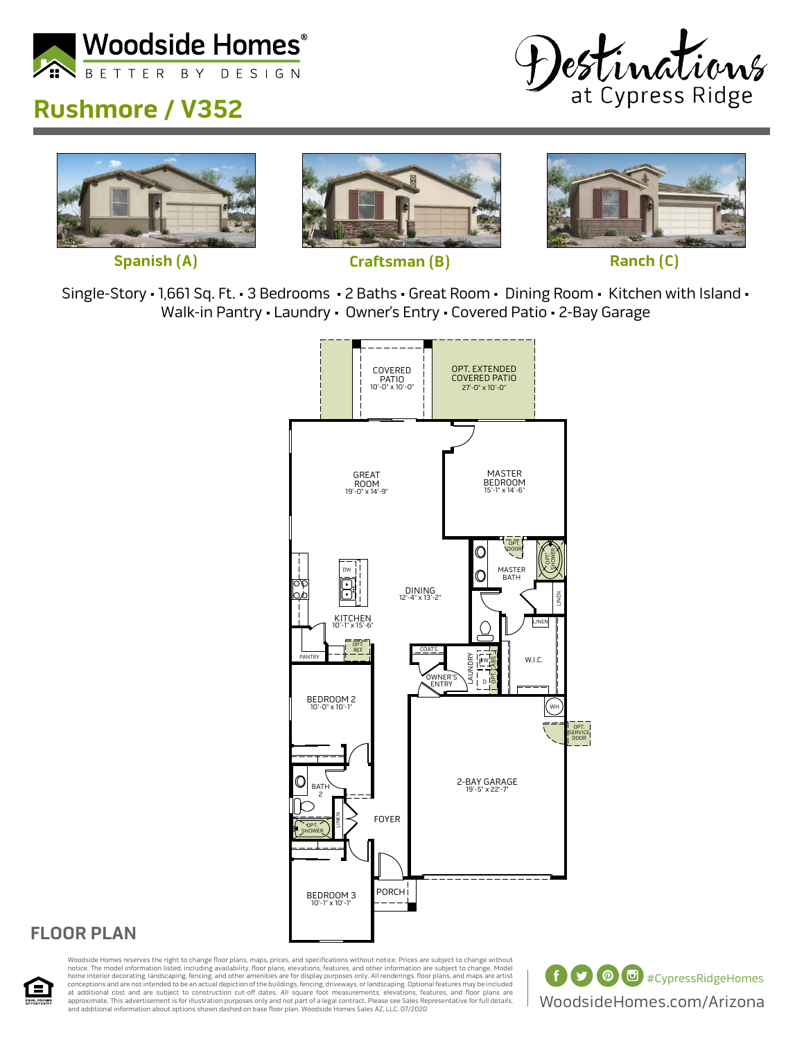Woodside Homes®
BETTER BY DESIGN

Destinations at Cypress Ridge

# Rushmore / V352

Spanish (A) | Craftsman (B) | Ranch (C)

Single-Story • 1,661 Sq. Ft. • 3 Bedrooms • 2 Baths • Great Room • Dining Room • Kitchen with Island • Walk-in Pantry • Laundry • Owner's Entry • Covered Patio • 2-Bay Garage

COVERED PATIO 10'-0" x 10'-0"

OPT. EXTENDED COVERED PATIO 27'-0" x 10'-0"

GREAT ROOM 19'-0" x 14'-9"

MASTER BEDROOM 15'-1" x 14'-6"

OPT. DOOR

OPT. SHOWER

MASTER BATH

LINEN

DW

DINING 12'-4" x 13'-2"

KITCHEN 10'-1" x 15'-6"

LINEN

W.I.C.

PANTRY

OPT. REF.

COATS

LAUNDRY

W

D

OPT. CABS

OWNER'S ENTRY

BEDROOM 2 10'-0" x 10'-1"

WH

OPT. SERVICE DOOR

BATH 2

2-BAY GARAGE 19'-5" x 22'-7"

LINEN

FOYER

OPT. SHOWER

PORCH

BEDROOM 3 10'-1" x 10'-1"

## FLOOR PLAN

Woodside Homes reserves the right to change floor plans, maps, prices, and specifications without notice. Prices are subject to change without notice. The model information listed, including availability, floor plans, elevations, features, and other information are subject to change. Model home interior decorating, landscaping, fencing, and other amenities are for display purposes only. All renderings, floor plans, and maps are artist conceptions and are not intended to be an actual depiction of the buildings, fencing, driveways, or landscaping. Optional features may be included at additional cost and are subject to construction cut-off dates. All square foot measurements, elevations, features, and floor plans are approximate. This advertisement is for illustration purposes only and not part of a legal contract. Please see Sales Representative for full details, and additional information about options shown dashed on base floor plan. Woodside Homes Sales AZ, LLC. 07/2020

EQUAL HOUSING OPPORTUNITY

#CypressRidgeHomes

WoodsideHomes.com/Arizona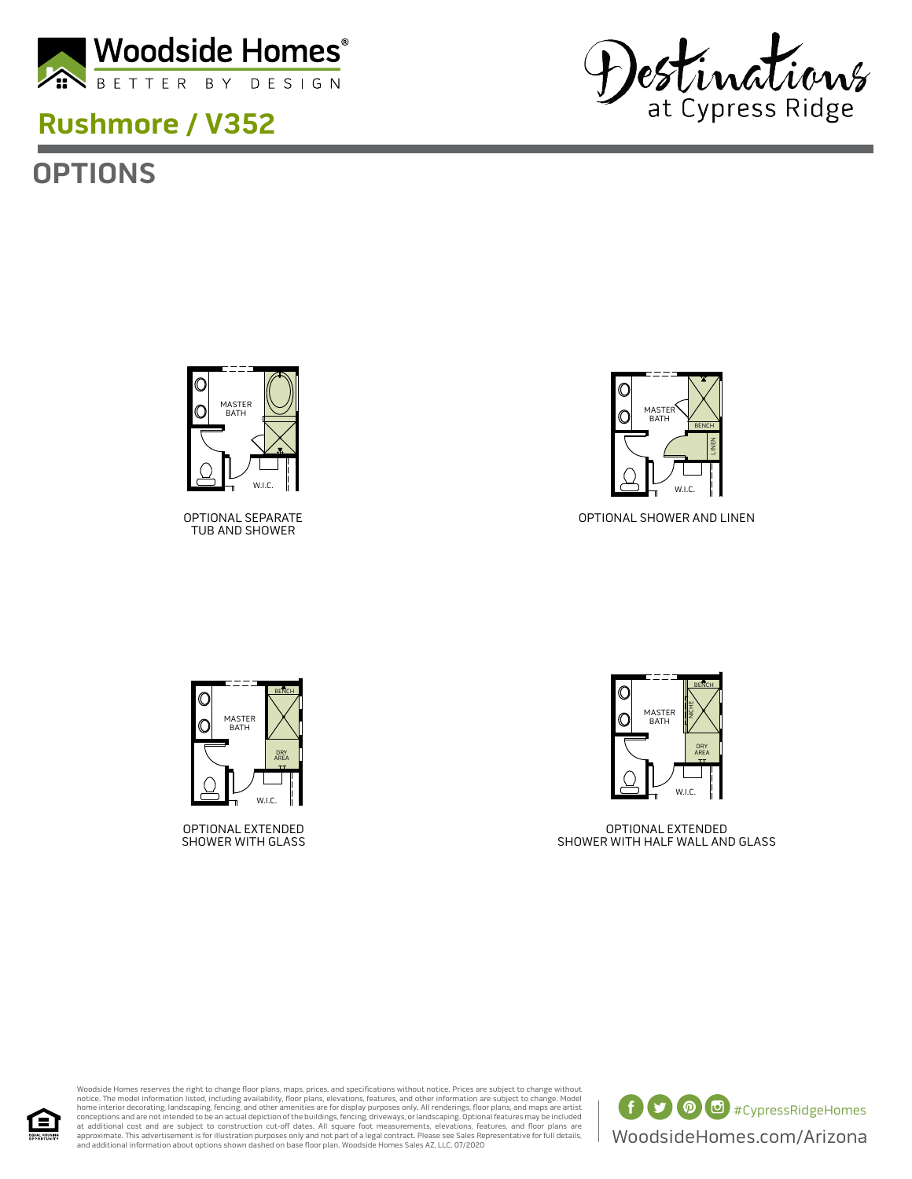Woodside Homes®
BETTER BY DESIGN

## Rushmore / V352

Destinations at Cypress Ridge

# OPTIONS

MASTER BATH
W.I.C.

OPTIONAL SEPARATE TUB AND SHOWER

MASTER BATH
BENCH
LINEN
W.I.C.

OPTIONAL SHOWER AND LINEN

MASTER BATH
BENCH
DRY AREA
W.I.C.

OPTIONAL EXTENDED SHOWER WITH GLASS

MASTER BATH
BENCH
NICHE
DRY AREA
W.I.C.

OPTIONAL EXTENDED SHOWER WITH HALF WALL AND GLASS

Woodside Homes reserves the right to change floor plans, maps, prices, and specifications without notice. Prices are subject to change without notice. The model information listed, including availability, floor plans, elevations, features, and other information are subject to change. Model home interior decorating, landscaping, fencing, and other amenities are for display purposes only. All renderings, floor plans, and maps are artist conceptions and are not intended to be an actual depiction of the buildings, fencing, driveways, or landscaping. Optional features may be included at additional cost and are subject to construction cut-off dates. All square foot measurements, elevations, features, and floor plans are approximate. This advertisement is for illustration purposes only and not part of a legal contract. Please see Sales Representative for full details, and additional information about options shown dashed on base floor plan. Woodside Homes Sales AZ, LLC. 07/2020

#CypressRidgeHomes

WoodsideHomes.com/Arizona